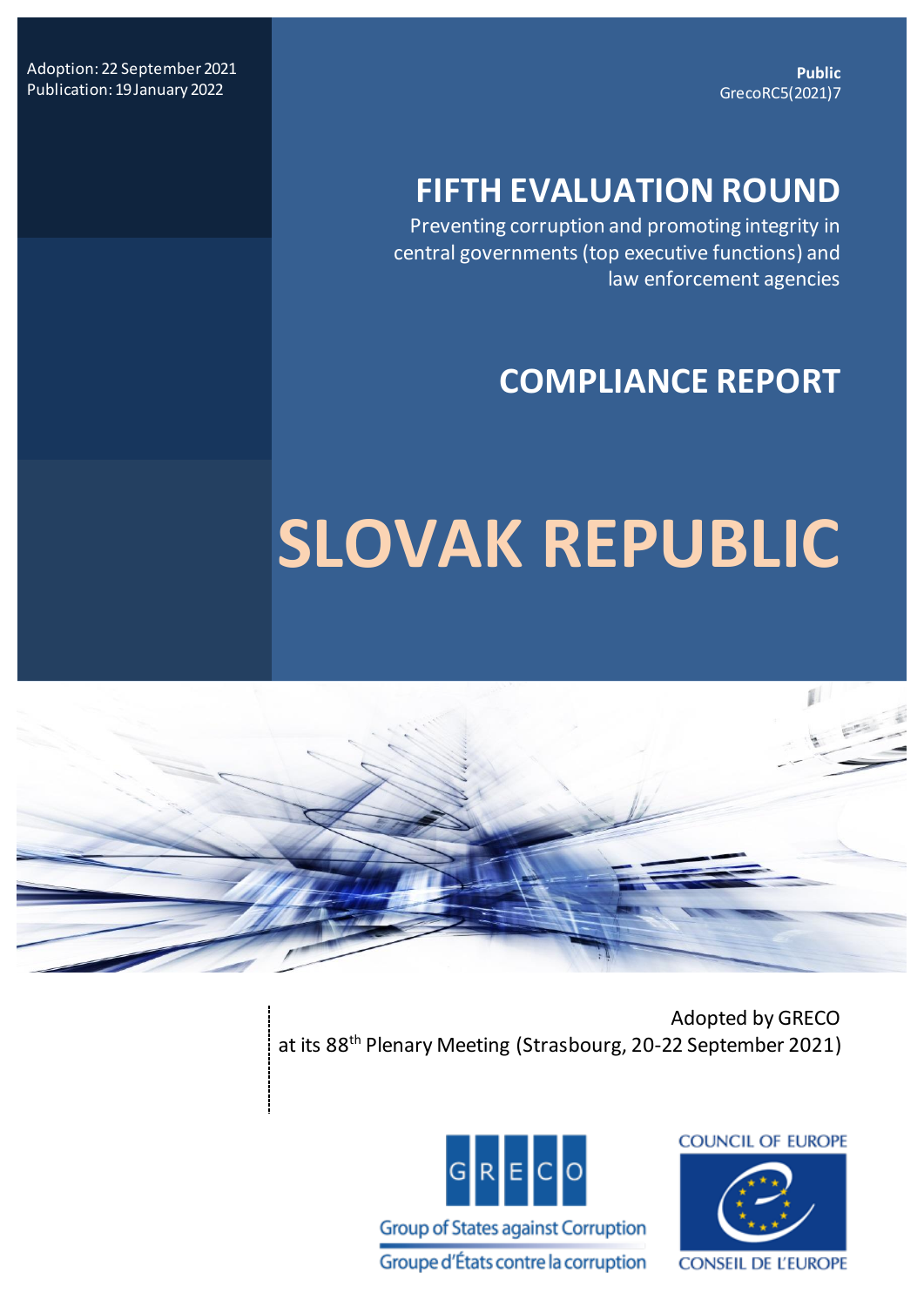Adoption: 22 September 2021
Publication: 19 January 2022

**Public**
GrecoRC5(2021)7

# FIFTH EVALUATION ROUND

Preventing corruption and promoting integrity in central governments (top executive functions) and law enforcement agencies

# COMPLIANCE REPORT

# SLOVAK REPUBLIC

Adopted by GRECO
at its 88th Plenary Meeting (Strasbourg, 20-22 September 2021)

GRECO
Group of States against Corruption
Groupe d'États contre la corruption

COUNCIL OF EUROPE
CONSEIL DE L'EUROPE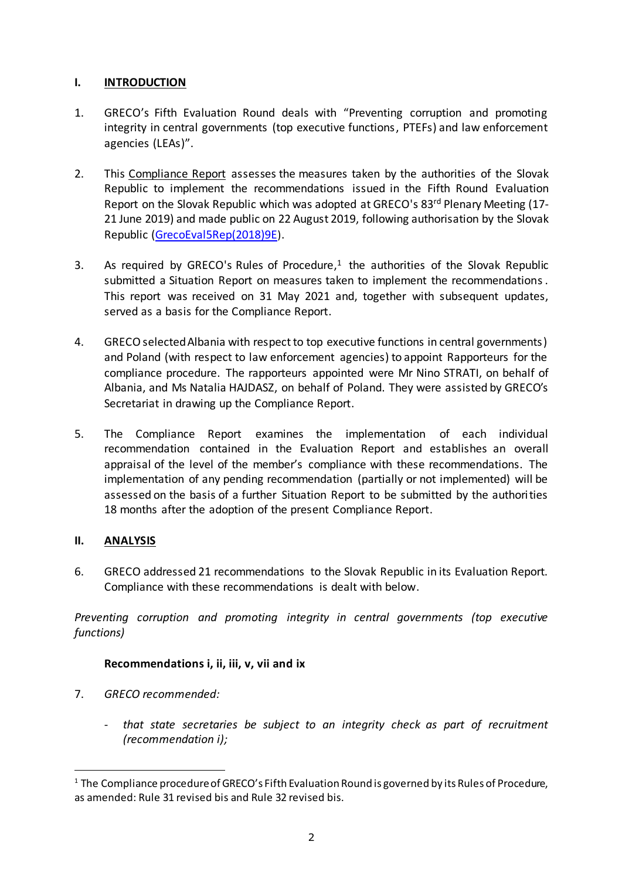## I. INTRODUCTION

1. GRECO's Fifth Evaluation Round deals with "Preventing corruption and promoting integrity in central governments (top executive functions, PTEFs) and law enforcement agencies (LEAs)".

2. This Compliance Report assesses the measures taken by the authorities of the Slovak Republic to implement the recommendations issued in the Fifth Round Evaluation Report on the Slovak Republic which was adopted at GRECO's 83rd Plenary Meeting (17-21 June 2019) and made public on 22 August 2019, following authorisation by the Slovak Republic (GrecoEval5Rep(2018)9E).

3. As required by GRECO's Rules of Procedure,[1] the authorities of the Slovak Republic submitted a Situation Report on measures taken to implement the recommendations. This report was received on 31 May 2021 and, together with subsequent updates, served as a basis for the Compliance Report.

4. GRECO selected Albania with respect to top executive functions in central governments) and Poland (with respect to law enforcement agencies) to appoint Rapporteurs for the compliance procedure. The rapporteurs appointed were Mr Nino STRATI, on behalf of Albania, and Ms Natalia HAJDASZ, on behalf of Poland. They were assisted by GRECO's Secretariat in drawing up the Compliance Report.

5. The Compliance Report examines the implementation of each individual recommendation contained in the Evaluation Report and establishes an overall appraisal of the level of the member's compliance with these recommendations. The implementation of any pending recommendation (partially or not implemented) will be assessed on the basis of a further Situation Report to be submitted by the authorities 18 months after the adoption of the present Compliance Report.

## II. ANALYSIS

6. GRECO addressed 21 recommendations to the Slovak Republic in its Evaluation Report. Compliance with these recommendations is dealt with below.

*Preventing corruption and promoting integrity in central governments (top executive functions)*

### Recommendations i, ii, iii, v, vii and ix

7. *GRECO recommended:*

   - *that state secretaries be subject to an integrity check as part of recruitment (recommendation i);*

[1] The Compliance procedure of GRECO's Fifth Evaluation Round is governed by its Rules of Procedure, as amended: Rule 31 revised bis and Rule 32 revised bis.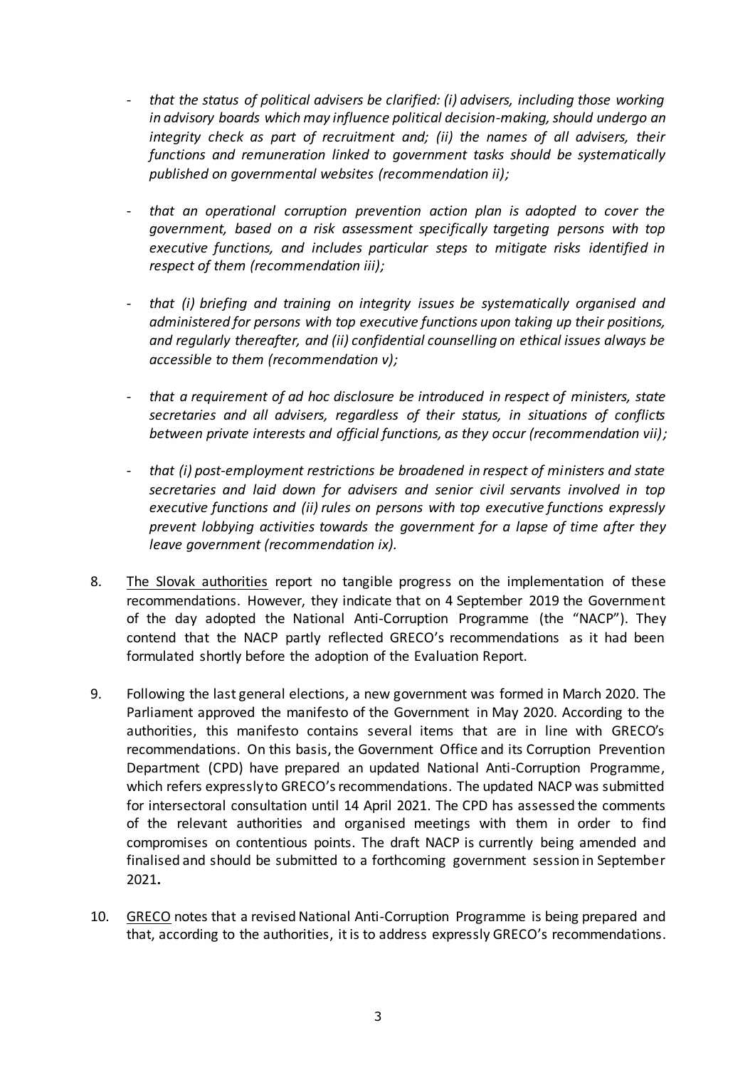- *that the status of political advisers be clarified: (i) advisers, including those working in advisory boards which may influence political decision-making, should undergo an integrity check as part of recruitment and; (ii) the names of all advisers, their functions and remuneration linked to government tasks should be systematically published on governmental websites (recommendation ii);*

- *that an operational corruption prevention action plan is adopted to cover the government, based on a risk assessment specifically targeting persons with top executive functions, and includes particular steps to mitigate risks identified in respect of them (recommendation iii);*

- *that (i) briefing and training on integrity issues be systematically organised and administered for persons with top executive functions upon taking up their positions, and regularly thereafter, and (ii) confidential counselling on ethical issues always be accessible to them (recommendation v);*

- *that a requirement of ad hoc disclosure be introduced in respect of ministers, state secretaries and all advisers, regardless of their status, in situations of conflicts between private interests and official functions, as they occur (recommendation vii);*

- *that (i) post-employment restrictions be broadened in respect of ministers and state secretaries and laid down for advisers and senior civil servants involved in top executive functions and (ii) rules on persons with top executive functions expressly prevent lobbying activities towards the government for a lapse of time after they leave government (recommendation ix).*

8. The Slovak authorities report no tangible progress on the implementation of these recommendations. However, they indicate that on 4 September 2019 the Government of the day adopted the National Anti-Corruption Programme (the "NACP"). They contend that the NACP partly reflected GRECO's recommendations as it had been formulated shortly before the adoption of the Evaluation Report.

9. Following the last general elections, a new government was formed in March 2020. The Parliament approved the manifesto of the Government in May 2020. According to the authorities, this manifesto contains several items that are in line with GRECO's recommendations. On this basis, the Government Office and its Corruption Prevention Department (CPD) have prepared an updated National Anti-Corruption Programme, which refers expressly to GRECO's recommendations. The updated NACP was submitted for intersectoral consultation until 14 April 2021. The CPD has assessed the comments of the relevant authorities and organised meetings with them in order to find compromises on contentious points. The draft NACP is currently being amended and finalised and should be submitted to a forthcoming government session in September 2021**.**

10. GRECO notes that a revised National Anti-Corruption Programme is being prepared and that, according to the authorities, it is to address expressly GRECO's recommendations.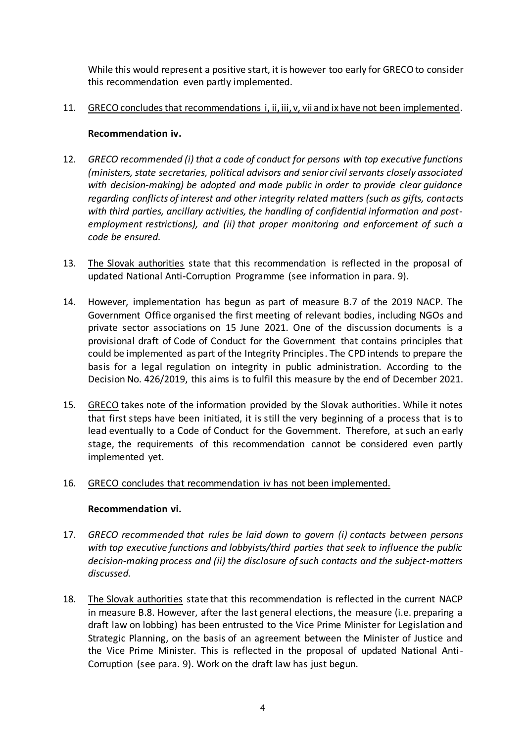While this would represent a positive start, it is however too early for GRECO to consider this recommendation even partly implemented.

11. GRECO concludes that recommendations i, ii, iii, v, vii and ix have not been implemented.

**Recommendation iv.**

12. *GRECO recommended (i) that a code of conduct for persons with top executive functions (ministers, state secretaries, political advisors and senior civil servants closely associated with decision-making) be adopted and made public in order to provide clear guidance regarding conflicts of interest and other integrity related matters (such as gifts, contacts with third parties, ancillary activities, the handling of confidential information and post-employment restrictions), and (ii) that proper monitoring and enforcement of such a code be ensured.*

13. The Slovak authorities state that this recommendation is reflected in the proposal of updated National Anti-Corruption Programme (see information in para. 9).

14. However, implementation has begun as part of measure B.7 of the 2019 NACP. The Government Office organised the first meeting of relevant bodies, including NGOs and private sector associations on 15 June 2021. One of the discussion documents is a provisional draft of Code of Conduct for the Government that contains principles that could be implemented as part of the Integrity Principles. The CPD intends to prepare the basis for a legal regulation on integrity in public administration. According to the Decision No. 426/2019, this aims is to fulfil this measure by the end of December 2021.

15. GRECO takes note of the information provided by the Slovak authorities. While it notes that first steps have been initiated, it is still the very beginning of a process that is to lead eventually to a Code of Conduct for the Government. Therefore, at such an early stage, the requirements of this recommendation cannot be considered even partly implemented yet.

16. GRECO concludes that recommendation iv has not been implemented.

**Recommendation vi.**

17. *GRECO recommended that rules be laid down to govern (i) contacts between persons with top executive functions and lobbyists/third parties that seek to influence the public decision-making process and (ii) the disclosure of such contacts and the subject-matters discussed.*

18. The Slovak authorities state that this recommendation is reflected in the current NACP in measure B.8. However, after the last general elections, the measure (i.e. preparing a draft law on lobbying) has been entrusted to the Vice Prime Minister for Legislation and Strategic Planning, on the basis of an agreement between the Minister of Justice and the Vice Prime Minister. This is reflected in the proposal of updated National Anti-Corruption (see para. 9). Work on the draft law has just begun.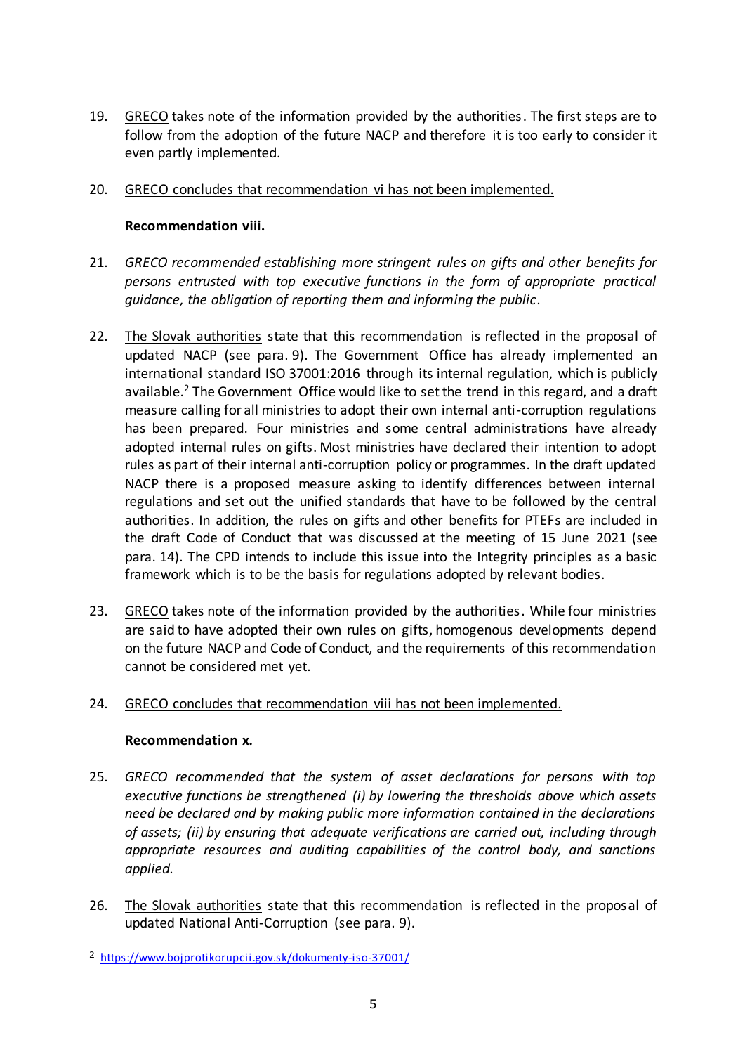19. GRECO takes note of the information provided by the authorities. The first steps are to follow from the adoption of the future NACP and therefore it is too early to consider it even partly implemented.

20. GRECO concludes that recommendation vi has not been implemented.

**Recommendation viii.**

21. *GRECO recommended establishing more stringent rules on gifts and other benefits for persons entrusted with top executive functions in the form of appropriate practical guidance, the obligation of reporting them and informing the public.*

22. The Slovak authorities state that this recommendation is reflected in the proposal of updated NACP (see para. 9). The Government Office has already implemented an international standard ISO 37001:2016 through its internal regulation, which is publicly available.[2] The Government Office would like to set the trend in this regard, and a draft measure calling for all ministries to adopt their own internal anti-corruption regulations has been prepared. Four ministries and some central administrations have already adopted internal rules on gifts. Most ministries have declared their intention to adopt rules as part of their internal anti-corruption policy or programmes. In the draft updated NACP there is a proposed measure asking to identify differences between internal regulations and set out the unified standards that have to be followed by the central authorities. In addition, the rules on gifts and other benefits for PTEFs are included in the draft Code of Conduct that was discussed at the meeting of 15 June 2021 (see para. 14). The CPD intends to include this issue into the Integrity principles as a basic framework which is to be the basis for regulations adopted by relevant bodies.

23. GRECO takes note of the information provided by the authorities. While four ministries are said to have adopted their own rules on gifts, homogenous developments depend on the future NACP and Code of Conduct, and the requirements of this recommendation cannot be considered met yet.

24. GRECO concludes that recommendation viii has not been implemented.

**Recommendation x.**

25. *GRECO recommended that the system of asset declarations for persons with top executive functions be strengthened (i) by lowering the thresholds above which assets need be declared and by making public more information contained in the declarations of assets; (ii) by ensuring that adequate verifications are carried out, including through appropriate resources and auditing capabilities of the control body, and sanctions applied.*

26. The Slovak authorities state that this recommendation is reflected in the proposal of updated National Anti-Corruption (see para. 9).

[2] https://www.bojprotikorupcii.gov.sk/dokumenty-iso-37001/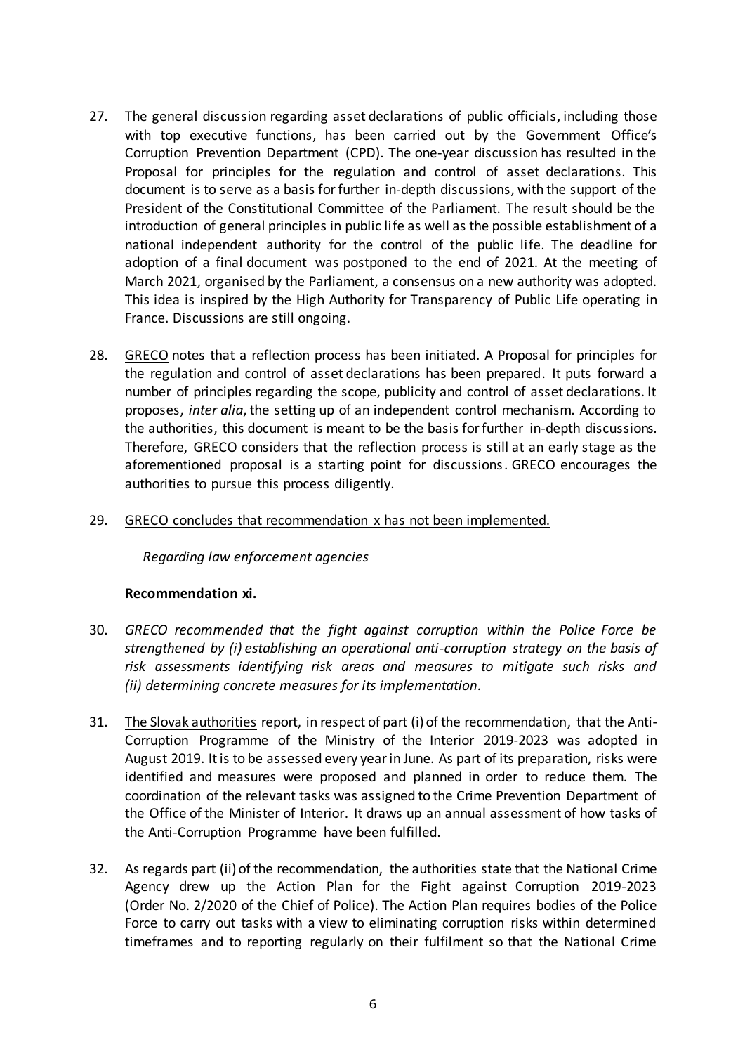27. The general discussion regarding asset declarations of public officials, including those with top executive functions, has been carried out by the Government Office's Corruption Prevention Department (CPD). The one-year discussion has resulted in the Proposal for principles for the regulation and control of asset declarations. This document is to serve as a basis for further in-depth discussions, with the support of the President of the Constitutional Committee of the Parliament. The result should be the introduction of general principles in public life as well as the possible establishment of a national independent authority for the control of the public life. The deadline for adoption of a final document was postponed to the end of 2021. At the meeting of March 2021, organised by the Parliament, a consensus on a new authority was adopted. This idea is inspired by the High Authority for Transparency of Public Life operating in France. Discussions are still ongoing.

28. GRECO notes that a reflection process has been initiated. A Proposal for principles for the regulation and control of asset declarations has been prepared. It puts forward a number of principles regarding the scope, publicity and control of asset declarations. It proposes, *inter alia*, the setting up of an independent control mechanism. According to the authorities, this document is meant to be the basis for further in-depth discussions. Therefore, GRECO considers that the reflection process is still at an early stage as the aforementioned proposal is a starting point for discussions. GRECO encourages the authorities to pursue this process diligently.

29. GRECO concludes that recommendation x has not been implemented.

*Regarding law enforcement agencies*

**Recommendation xi.**

30. *GRECO recommended that the fight against corruption within the Police Force be strengthened by (i) establishing an operational anti-corruption strategy on the basis of risk assessments identifying risk areas and measures to mitigate such risks and (ii) determining concrete measures for its implementation.*

31. The Slovak authorities report, in respect of part (i) of the recommendation, that the Anti-Corruption Programme of the Ministry of the Interior 2019-2023 was adopted in August 2019. It is to be assessed every year in June. As part of its preparation, risks were identified and measures were proposed and planned in order to reduce them. The coordination of the relevant tasks was assigned to the Crime Prevention Department of the Office of the Minister of Interior. It draws up an annual assessment of how tasks of the Anti-Corruption Programme have been fulfilled.

32. As regards part (ii) of the recommendation, the authorities state that the National Crime Agency drew up the Action Plan for the Fight against Corruption 2019-2023 (Order No. 2/2020 of the Chief of Police). The Action Plan requires bodies of the Police Force to carry out tasks with a view to eliminating corruption risks within determined timeframes and to reporting regularly on their fulfilment so that the National Crime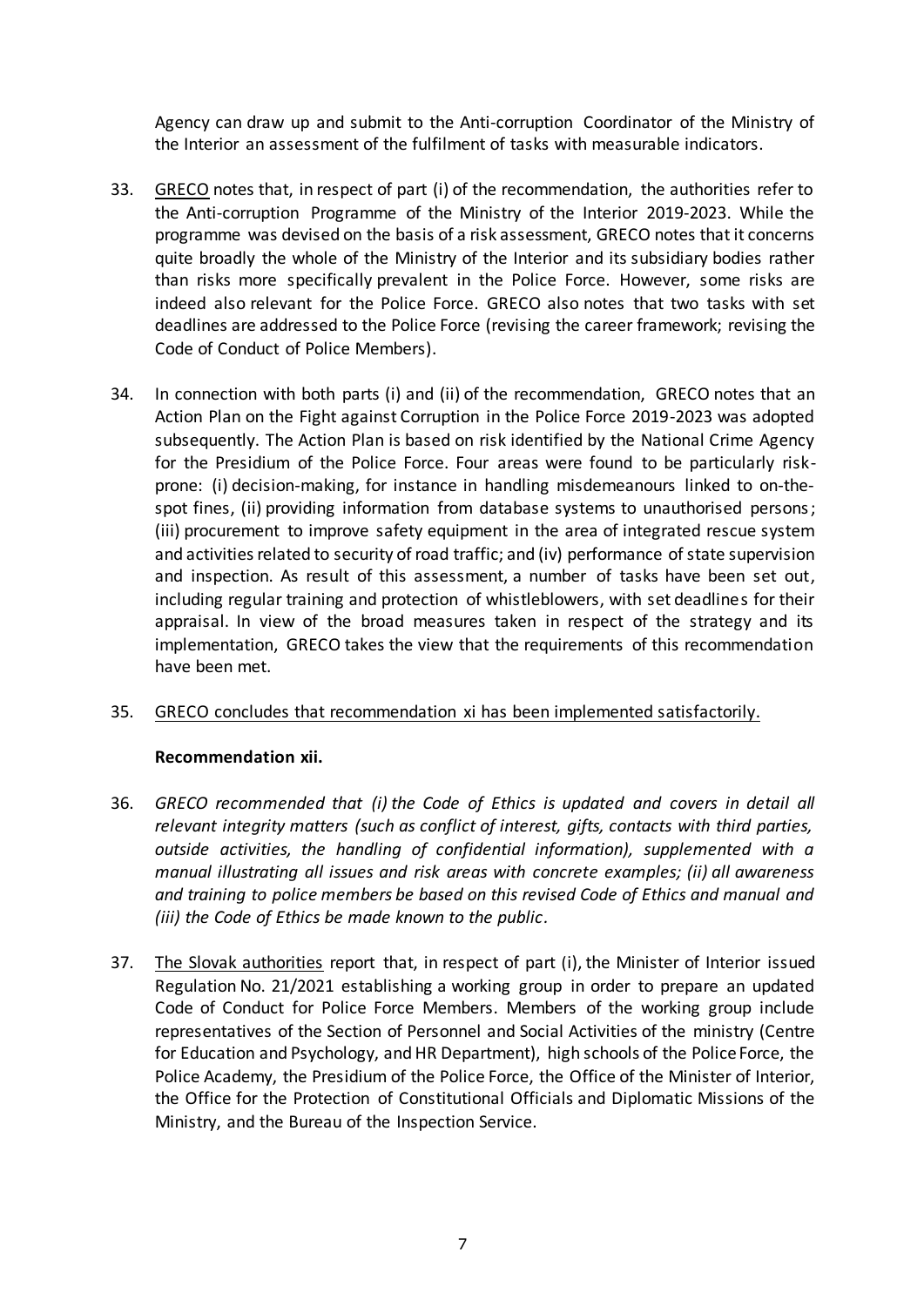Agency can draw up and submit to the Anti-corruption Coordinator of the Ministry of the Interior an assessment of the fulfilment of tasks with measurable indicators.

33. GRECO notes that, in respect of part (i) of the recommendation, the authorities refer to the Anti-corruption Programme of the Ministry of the Interior 2019-2023. While the programme was devised on the basis of a risk assessment, GRECO notes that it concerns quite broadly the whole of the Ministry of the Interior and its subsidiary bodies rather than risks more specifically prevalent in the Police Force. However, some risks are indeed also relevant for the Police Force. GRECO also notes that two tasks with set deadlines are addressed to the Police Force (revising the career framework; revising the Code of Conduct of Police Members).

34. In connection with both parts (i) and (ii) of the recommendation, GRECO notes that an Action Plan on the Fight against Corruption in the Police Force 2019-2023 was adopted subsequently. The Action Plan is based on risk identified by the National Crime Agency for the Presidium of the Police Force. Four areas were found to be particularly risk-prone: (i) decision-making, for instance in handling misdemeanours linked to on-the-spot fines, (ii) providing information from database systems to unauthorised persons; (iii) procurement to improve safety equipment in the area of integrated rescue system and activities related to security of road traffic; and (iv) performance of state supervision and inspection. As result of this assessment, a number of tasks have been set out, including regular training and protection of whistleblowers, with set deadlines for their appraisal. In view of the broad measures taken in respect of the strategy and its implementation, GRECO takes the view that the requirements of this recommendation have been met.

35. GRECO concludes that recommendation xi has been implemented satisfactorily.

**Recommendation xii.**

36. *GRECO recommended that (i) the Code of Ethics is updated and covers in detail all relevant integrity matters (such as conflict of interest, gifts, contacts with third parties, outside activities, the handling of confidential information), supplemented with a manual illustrating all issues and risk areas with concrete examples; (ii) all awareness and training to police members be based on this revised Code of Ethics and manual and (iii) the Code of Ethics be made known to the public.*

37. The Slovak authorities report that, in respect of part (i), the Minister of Interior issued Regulation No. 21/2021 establishing a working group in order to prepare an updated Code of Conduct for Police Force Members. Members of the working group include representatives of the Section of Personnel and Social Activities of the ministry (Centre for Education and Psychology, and HR Department), high schools of the Police Force, the Police Academy, the Presidium of the Police Force, the Office of the Minister of Interior, the Office for the Protection of Constitutional Officials and Diplomatic Missions of the Ministry, and the Bureau of the Inspection Service.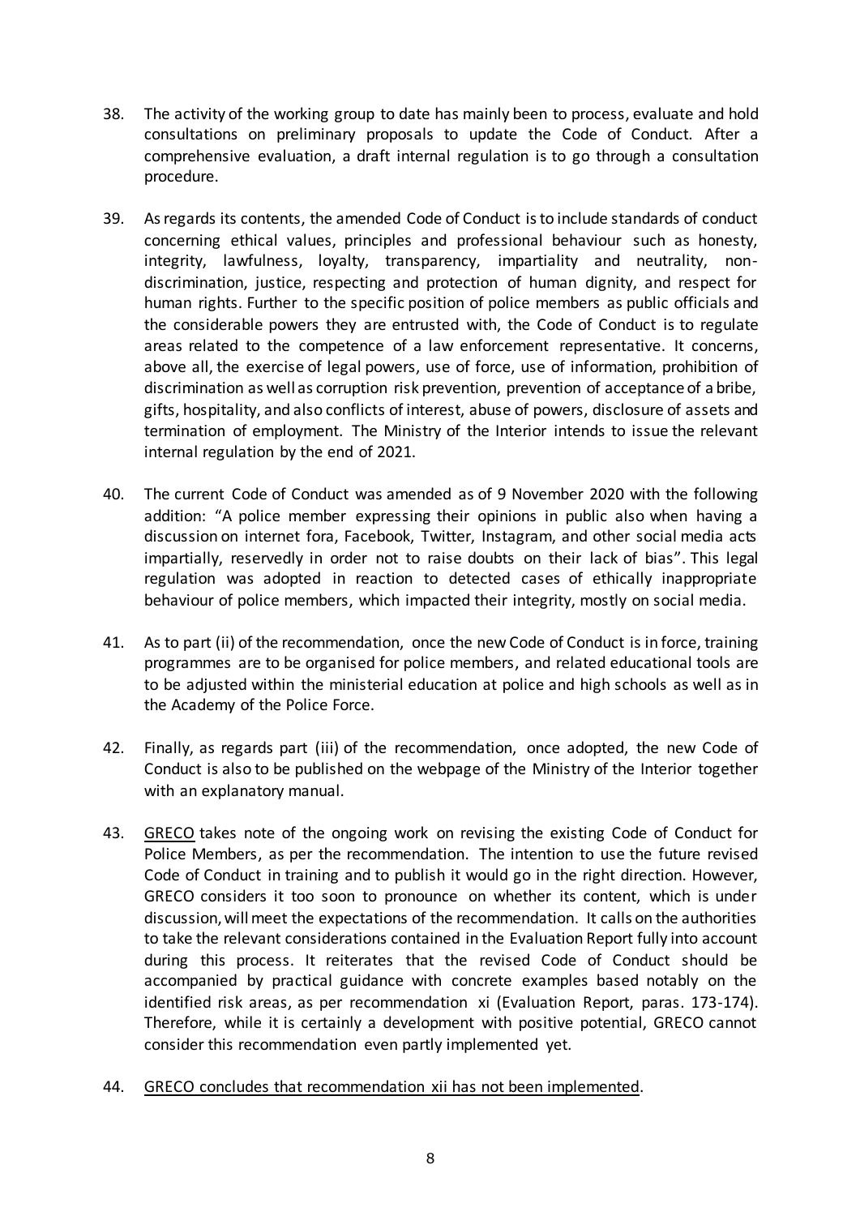38. The activity of the working group to date has mainly been to process, evaluate and hold consultations on preliminary proposals to update the Code of Conduct. After a comprehensive evaluation, a draft internal regulation is to go through a consultation procedure.

39. As regards its contents, the amended Code of Conduct is to include standards of conduct concerning ethical values, principles and professional behaviour such as honesty, integrity, lawfulness, loyalty, transparency, impartiality and neutrality, non-discrimination, justice, respecting and protection of human dignity, and respect for human rights. Further to the specific position of police members as public officials and the considerable powers they are entrusted with, the Code of Conduct is to regulate areas related to the competence of a law enforcement representative. It concerns, above all, the exercise of legal powers, use of force, use of information, prohibition of discrimination as well as corruption risk prevention, prevention of acceptance of a bribe, gifts, hospitality, and also conflicts of interest, abuse of powers, disclosure of assets and termination of employment. The Ministry of the Interior intends to issue the relevant internal regulation by the end of 2021.

40. The current Code of Conduct was amended as of 9 November 2020 with the following addition: "A police member expressing their opinions in public also when having a discussion on internet fora, Facebook, Twitter, Instagram, and other social media acts impartially, reservedly in order not to raise doubts on their lack of bias". This legal regulation was adopted in reaction to detected cases of ethically inappropriate behaviour of police members, which impacted their integrity, mostly on social media.

41. As to part (ii) of the recommendation, once the new Code of Conduct is in force, training programmes are to be organised for police members, and related educational tools are to be adjusted within the ministerial education at police and high schools as well as in the Academy of the Police Force.

42. Finally, as regards part (iii) of the recommendation, once adopted, the new Code of Conduct is also to be published on the webpage of the Ministry of the Interior together with an explanatory manual.

43. <u>GRECO</u> takes note of the ongoing work on revising the existing Code of Conduct for Police Members, as per the recommendation. The intention to use the future revised Code of Conduct in training and to publish it would go in the right direction. However, GRECO considers it too soon to pronounce on whether its content, which is under discussion, will meet the expectations of the recommendation. It calls on the authorities to take the relevant considerations contained in the Evaluation Report fully into account during this process. It reiterates that the revised Code of Conduct should be accompanied by practical guidance with concrete examples based notably on the identified risk areas, as per recommendation xi (Evaluation Report, paras. 173-174). Therefore, while it is certainly a development with positive potential, GRECO cannot consider this recommendation even partly implemented yet.

44. <u>GRECO concludes that recommendation xii has not been implemented</u>.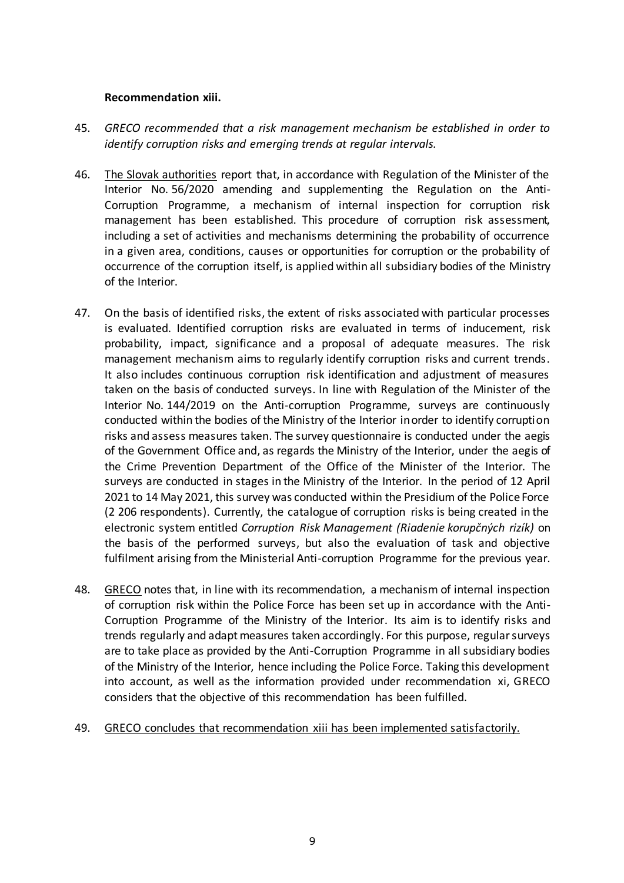**Recommendation xiii.**

45. *GRECO recommended that a risk management mechanism be established in order to identify corruption risks and emerging trends at regular intervals.*

46. The Slovak authorities report that, in accordance with Regulation of the Minister of the Interior No. 56/2020 amending and supplementing the Regulation on the Anti-Corruption Programme, a mechanism of internal inspection for corruption risk management has been established. This procedure of corruption risk assessment, including a set of activities and mechanisms determining the probability of occurrence in a given area, conditions, causes or opportunities for corruption or the probability of occurrence of the corruption itself, is applied within all subsidiary bodies of the Ministry of the Interior.

47. On the basis of identified risks, the extent of risks associated with particular processes is evaluated. Identified corruption risks are evaluated in terms of inducement, risk probability, impact, significance and a proposal of adequate measures. The risk management mechanism aims to regularly identify corruption risks and current trends. It also includes continuous corruption risk identification and adjustment of measures taken on the basis of conducted surveys. In line with Regulation of the Minister of the Interior No. 144/2019 on the Anti-corruption Programme, surveys are continuously conducted within the bodies of the Ministry of the Interior in order to identify corruption risks and assess measures taken. The survey questionnaire is conducted under the aegis of the Government Office and, as regards the Ministry of the Interior, under the aegis of the Crime Prevention Department of the Office of the Minister of the Interior. The surveys are conducted in stages in the Ministry of the Interior. In the period of 12 April 2021 to 14 May 2021, this survey was conducted within the Presidium of the Police Force (2 206 respondents). Currently, the catalogue of corruption risks is being created in the electronic system entitled *Corruption Risk Management (Riadenie korupčných rizík)* on the basis of the performed surveys, but also the evaluation of task and objective fulfilment arising from the Ministerial Anti-corruption Programme for the previous year.

48. GRECO notes that, in line with its recommendation, a mechanism of internal inspection of corruption risk within the Police Force has been set up in accordance with the Anti-Corruption Programme of the Ministry of the Interior. Its aim is to identify risks and trends regularly and adapt measures taken accordingly. For this purpose, regular surveys are to take place as provided by the Anti-Corruption Programme in all subsidiary bodies of the Ministry of the Interior, hence including the Police Force. Taking this development into account, as well as the information provided under recommendation xi, GRECO considers that the objective of this recommendation has been fulfilled.

49. GRECO concludes that recommendation xiii has been implemented satisfactorily.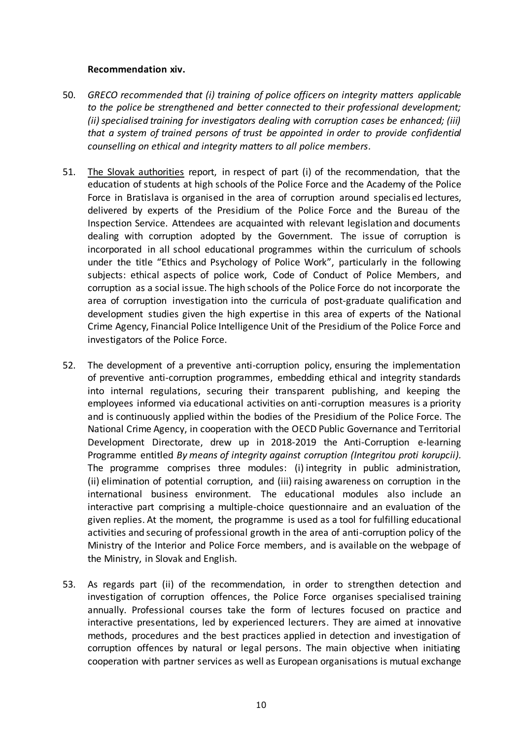**Recommendation xiv.**

50. *GRECO recommended that (i) training of police officers on integrity matters applicable to the police be strengthened and better connected to their professional development; (ii) specialised training for investigators dealing with corruption cases be enhanced; (iii) that a system of trained persons of trust be appointed in order to provide confidential counselling on ethical and integrity matters to all police members.*

51. The Slovak authorities report, in respect of part (i) of the recommendation, that the education of students at high schools of the Police Force and the Academy of the Police Force in Bratislava is organised in the area of corruption around specialised lectures, delivered by experts of the Presidium of the Police Force and the Bureau of the Inspection Service. Attendees are acquainted with relevant legislation and documents dealing with corruption adopted by the Government. The issue of corruption is incorporated in all school educational programmes within the curriculum of schools under the title "Ethics and Psychology of Police Work", particularly in the following subjects: ethical aspects of police work, Code of Conduct of Police Members, and corruption as a social issue. The high schools of the Police Force do not incorporate the area of corruption investigation into the curricula of post-graduate qualification and development studies given the high expertise in this area of experts of the National Crime Agency, Financial Police Intelligence Unit of the Presidium of the Police Force and investigators of the Police Force.

52. The development of a preventive anti-corruption policy, ensuring the implementation of preventive anti-corruption programmes, embedding ethical and integrity standards into internal regulations, securing their transparent publishing, and keeping the employees informed via educational activities on anti-corruption measures is a priority and is continuously applied within the bodies of the Presidium of the Police Force. The National Crime Agency, in cooperation with the OECD Public Governance and Territorial Development Directorate, drew up in 2018-2019 the Anti-Corruption e-learning Programme entitled *By means of integrity against corruption (Integritou proti korupcii).* The programme comprises three modules: (i) integrity in public administration, (ii) elimination of potential corruption, and (iii) raising awareness on corruption in the international business environment. The educational modules also include an interactive part comprising a multiple-choice questionnaire and an evaluation of the given replies. At the moment, the programme is used as a tool for fulfilling educational activities and securing of professional growth in the area of anti-corruption policy of the Ministry of the Interior and Police Force members, and is available on the webpage of the Ministry, in Slovak and English.

53. As regards part (ii) of the recommendation, in order to strengthen detection and investigation of corruption offences, the Police Force organises specialised training annually. Professional courses take the form of lectures focused on practice and interactive presentations, led by experienced lecturers. They are aimed at innovative methods, procedures and the best practices applied in detection and investigation of corruption offences by natural or legal persons. The main objective when initiating cooperation with partner services as well as European organisations is mutual exchange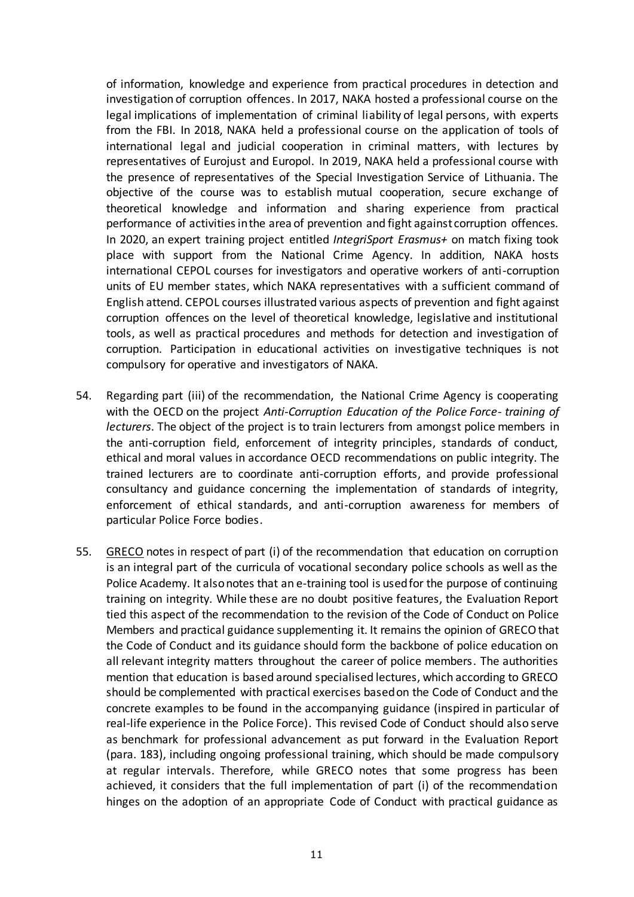of information, knowledge and experience from practical procedures in detection and investigation of corruption offences. In 2017, NAKA hosted a professional course on the legal implications of implementation of criminal liability of legal persons, with experts from the FBI. In 2018, NAKA held a professional course on the application of tools of international legal and judicial cooperation in criminal matters, with lectures by representatives of Eurojust and Europol. In 2019, NAKA held a professional course with the presence of representatives of the Special Investigation Service of Lithuania. The objective of the course was to establish mutual cooperation, secure exchange of theoretical knowledge and information and sharing experience from practical performance of activities in the area of prevention and fight against corruption offences. In 2020, an expert training project entitled *IntegriSport Erasmus+* on match fixing took place with support from the National Crime Agency. In addition, NAKA hosts international CEPOL courses for investigators and operative workers of anti-corruption units of EU member states, which NAKA representatives with a sufficient command of English attend. CEPOL courses illustrated various aspects of prevention and fight against corruption offences on the level of theoretical knowledge, legislative and institutional tools, as well as practical procedures and methods for detection and investigation of corruption. Participation in educational activities on investigative techniques is not compulsory for operative and investigators of NAKA.

54. Regarding part (iii) of the recommendation, the National Crime Agency is cooperating with the OECD on the project *Anti-Corruption Education of the Police Force - training of lecturers*. The object of the project is to train lecturers from amongst police members in the anti-corruption field, enforcement of integrity principles, standards of conduct, ethical and moral values in accordance OECD recommendations on public integrity. The trained lecturers are to coordinate anti-corruption efforts, and provide professional consultancy and guidance concerning the implementation of standards of integrity, enforcement of ethical standards, and anti-corruption awareness for members of particular Police Force bodies.

55. GRECO notes in respect of part (i) of the recommendation that education on corruption is an integral part of the curricula of vocational secondary police schools as well as the Police Academy. It also notes that an e-training tool is used for the purpose of continuing training on integrity. While these are no doubt positive features, the Evaluation Report tied this aspect of the recommendation to the revision of the Code of Conduct on Police Members and practical guidance supplementing it. It remains the opinion of GRECO that the Code of Conduct and its guidance should form the backbone of police education on all relevant integrity matters throughout the career of police members. The authorities mention that education is based around specialised lectures, which according to GRECO should be complemented with practical exercises based on the Code of Conduct and the concrete examples to be found in the accompanying guidance (inspired in particular of real-life experience in the Police Force). This revised Code of Conduct should also serve as benchmark for professional advancement as put forward in the Evaluation Report (para. 183), including ongoing professional training, which should be made compulsory at regular intervals. Therefore, while GRECO notes that some progress has been achieved, it considers that the full implementation of part (i) of the recommendation hinges on the adoption of an appropriate Code of Conduct with practical guidance as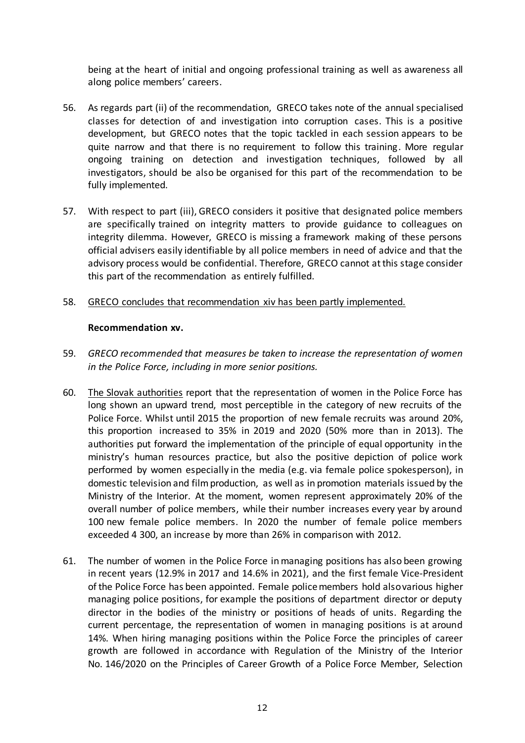being at the heart of initial and ongoing professional training as well as awareness all along police members' careers.

56. As regards part (ii) of the recommendation, GRECO takes note of the annual specialised classes for detection of and investigation into corruption cases. This is a positive development, but GRECO notes that the topic tackled in each session appears to be quite narrow and that there is no requirement to follow this training. More regular ongoing training on detection and investigation techniques, followed by all investigators, should be also be organised for this part of the recommendation to be fully implemented.

57. With respect to part (iii), GRECO considers it positive that designated police members are specifically trained on integrity matters to provide guidance to colleagues on integrity dilemma. However, GRECO is missing a framework making of these persons official advisers easily identifiable by all police members in need of advice and that the advisory process would be confidential. Therefore, GRECO cannot at this stage consider this part of the recommendation as entirely fulfilled.

58. <u>GRECO concludes that recommendation xiv has been partly implemented.</u>

**Recommendation xv.**

59. *GRECO recommended that measures be taken to increase the representation of women in the Police Force, including in more senior positions.*

60. <u>The Slovak authorities</u> report that the representation of women in the Police Force has long shown an upward trend, most perceptible in the category of new recruits of the Police Force. Whilst until 2015 the proportion of new female recruits was around 20%, this proportion increased to 35% in 2019 and 2020 (50% more than in 2013). The authorities put forward the implementation of the principle of equal opportunity in the ministry's human resources practice, but also the positive depiction of police work performed by women especially in the media (e.g. via female police spokesperson), in domestic television and film production, as well as in promotion materials issued by the Ministry of the Interior. At the moment, women represent approximately 20% of the overall number of police members, while their number increases every year by around 100 new female police members. In 2020 the number of female police members exceeded 4 300, an increase by more than 26% in comparison with 2012.

61. The number of women in the Police Force in managing positions has also been growing in recent years (12.9% in 2017 and 14.6% in 2021), and the first female Vice-President of the Police Force has been appointed. Female police members hold also various higher managing police positions, for example the positions of department director or deputy director in the bodies of the ministry or positions of heads of units. Regarding the current percentage, the representation of women in managing positions is at around 14%. When hiring managing positions within the Police Force the principles of career growth are followed in accordance with Regulation of the Ministry of the Interior No. 146/2020 on the Principles of Career Growth of a Police Force Member, Selection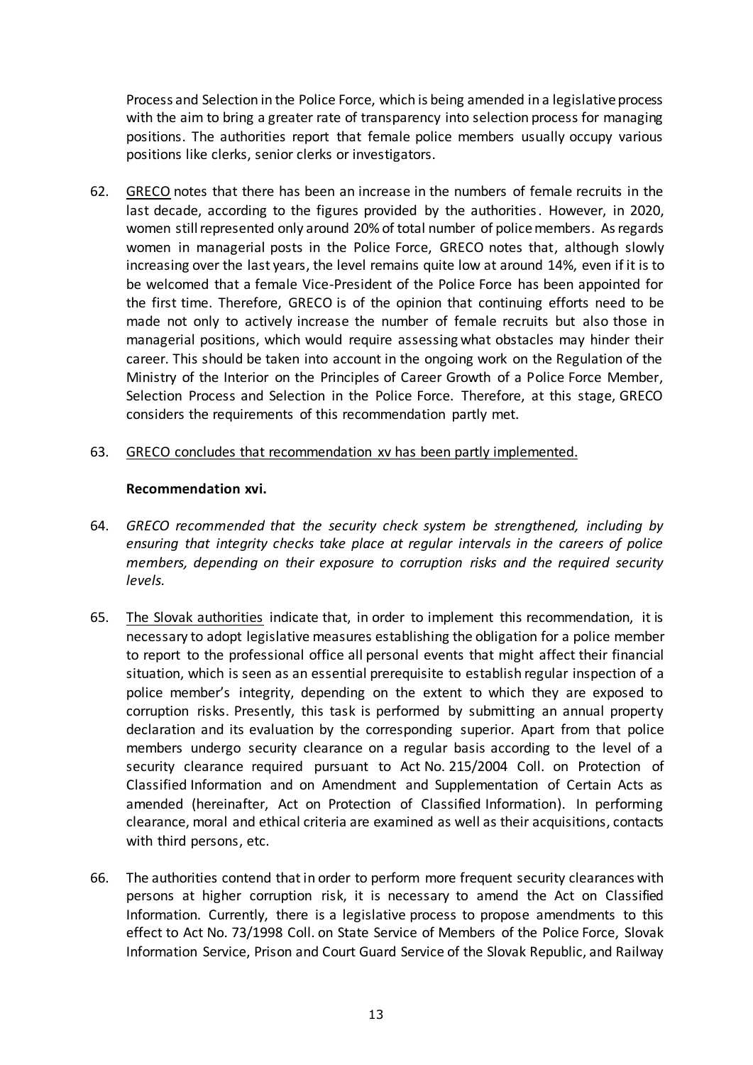Process and Selection in the Police Force, which is being amended in a legislative process with the aim to bring a greater rate of transparency into selection process for managing positions. The authorities report that female police members usually occupy various positions like clerks, senior clerks or investigators.

62. GRECO notes that there has been an increase in the numbers of female recruits in the last decade, according to the figures provided by the authorities. However, in 2020, women still represented only around 20% of total number of police members. As regards women in managerial posts in the Police Force, GRECO notes that, although slowly increasing over the last years, the level remains quite low at around 14%, even if it is to be welcomed that a female Vice-President of the Police Force has been appointed for the first time. Therefore, GRECO is of the opinion that continuing efforts need to be made not only to actively increase the number of female recruits but also those in managerial positions, which would require assessing what obstacles may hinder their career. This should be taken into account in the ongoing work on the Regulation of the Ministry of the Interior on the Principles of Career Growth of a Police Force Member, Selection Process and Selection in the Police Force. Therefore, at this stage, GRECO considers the requirements of this recommendation partly met.

63. GRECO concludes that recommendation xv has been partly implemented.

**Recommendation xvi.**

64. *GRECO recommended that the security check system be strengthened, including by ensuring that integrity checks take place at regular intervals in the careers of police members, depending on their exposure to corruption risks and the required security levels.*

65. The Slovak authorities indicate that, in order to implement this recommendation, it is necessary to adopt legislative measures establishing the obligation for a police member to report to the professional office all personal events that might affect their financial situation, which is seen as an essential prerequisite to establish regular inspection of a police member's integrity, depending on the extent to which they are exposed to corruption risks. Presently, this task is performed by submitting an annual property declaration and its evaluation by the corresponding superior. Apart from that police members undergo security clearance on a regular basis according to the level of a security clearance required pursuant to Act No. 215/2004 Coll. on Protection of Classified Information and on Amendment and Supplementation of Certain Acts as amended (hereinafter, Act on Protection of Classified Information). In performing clearance, moral and ethical criteria are examined as well as their acquisitions, contacts with third persons, etc.

66. The authorities contend that in order to perform more frequent security clearances with persons at higher corruption risk, it is necessary to amend the Act on Classified Information. Currently, there is a legislative process to propose amendments to this effect to Act No. 73/1998 Coll. on State Service of Members of the Police Force, Slovak Information Service, Prison and Court Guard Service of the Slovak Republic, and Railway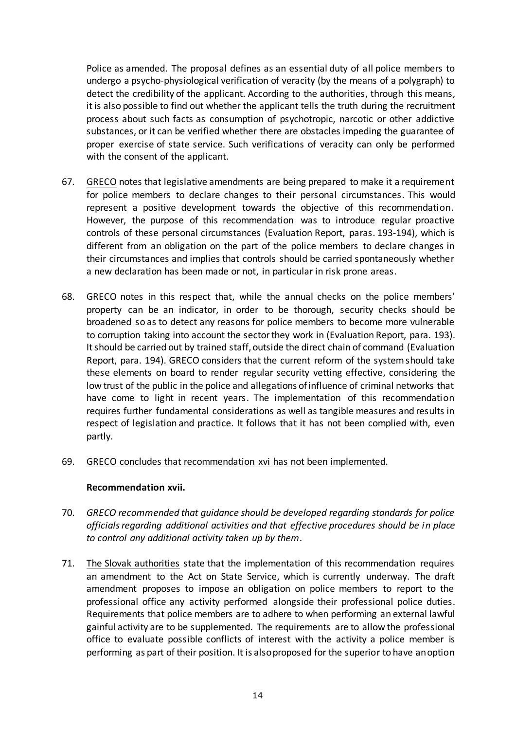Police as amended. The proposal defines as an essential duty of all police members to undergo a psycho-physiological verification of veracity (by the means of a polygraph) to detect the credibility of the applicant. According to the authorities, through this means, it is also possible to find out whether the applicant tells the truth during the recruitment process about such facts as consumption of psychotropic, narcotic or other addictive substances, or it can be verified whether there are obstacles impeding the guarantee of proper exercise of state service. Such verifications of veracity can only be performed with the consent of the applicant.

67. GRECO notes that legislative amendments are being prepared to make it a requirement for police members to declare changes to their personal circumstances. This would represent a positive development towards the objective of this recommendation. However, the purpose of this recommendation was to introduce regular proactive controls of these personal circumstances (Evaluation Report, paras. 193-194), which is different from an obligation on the part of the police members to declare changes in their circumstances and implies that controls should be carried spontaneously whether a new declaration has been made or not, in particular in risk prone areas.

68. GRECO notes in this respect that, while the annual checks on the police members' property can be an indicator, in order to be thorough, security checks should be broadened so as to detect any reasons for police members to become more vulnerable to corruption taking into account the sector they work in (Evaluation Report, para. 193). It should be carried out by trained staff, outside the direct chain of command (Evaluation Report, para. 194). GRECO considers that the current reform of the system should take these elements on board to render regular security vetting effective, considering the low trust of the public in the police and allegations of influence of criminal networks that have come to light in recent years. The implementation of this recommendation requires further fundamental considerations as well as tangible measures and results in respect of legislation and practice. It follows that it has not been complied with, even partly.

69. GRECO concludes that recommendation xvi has not been implemented.

**Recommendation xvii.**

70. *GRECO recommended that guidance should be developed regarding standards for police officials regarding additional activities and that effective procedures should be in place to control any additional activity taken up by them.*

71. The Slovak authorities state that the implementation of this recommendation requires an amendment to the Act on State Service, which is currently underway. The draft amendment proposes to impose an obligation on police members to report to the professional office any activity performed alongside their professional police duties. Requirements that police members are to adhere to when performing an external lawful gainful activity are to be supplemented. The requirements are to allow the professional office to evaluate possible conflicts of interest with the activity a police member is performing as part of their position. It is also proposed for the superior to have an option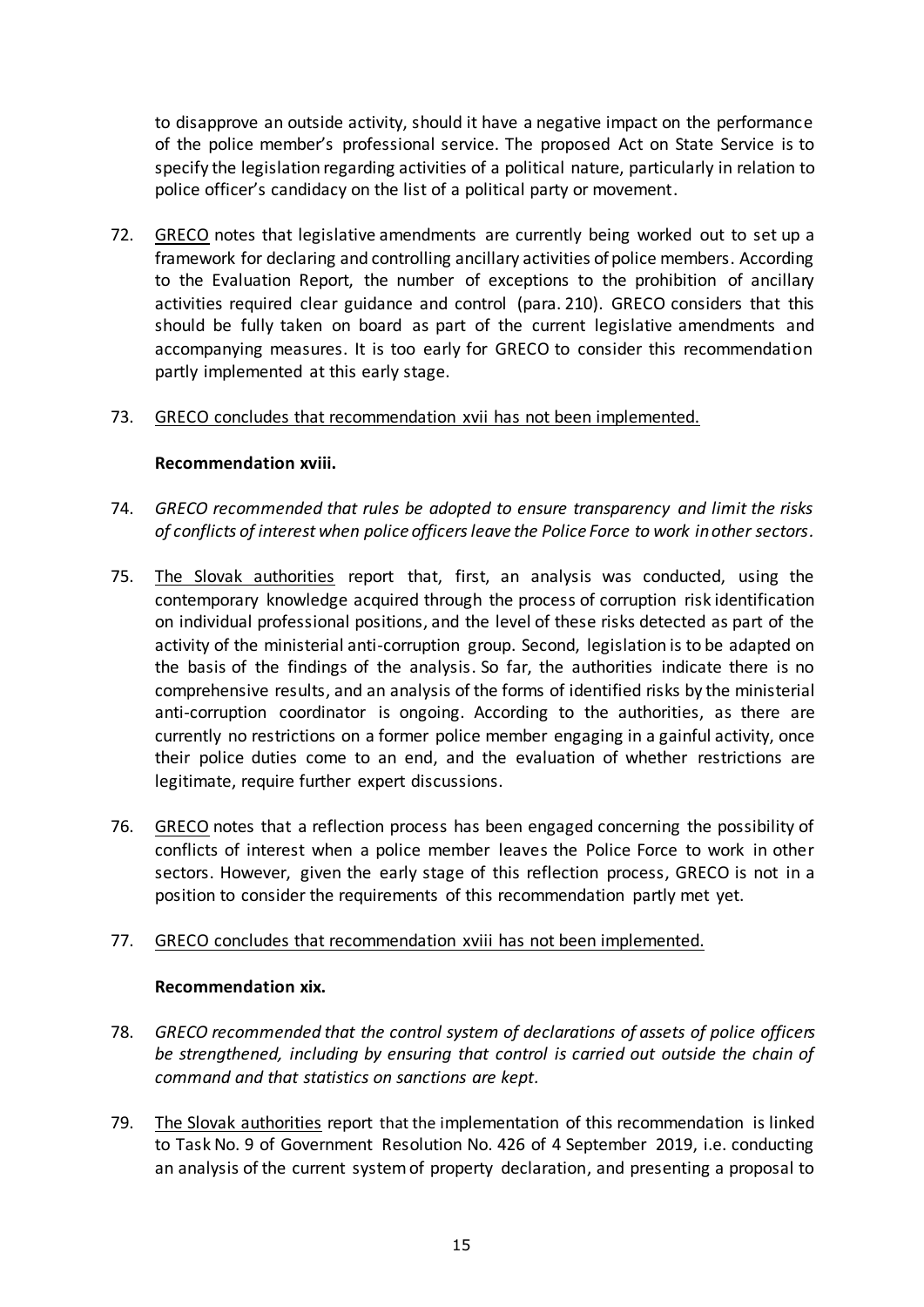to disapprove an outside activity, should it have a negative impact on the performance of the police member's professional service. The proposed Act on State Service is to specify the legislation regarding activities of a political nature, particularly in relation to police officer's candidacy on the list of a political party or movement.

72. GRECO notes that legislative amendments are currently being worked out to set up a framework for declaring and controlling ancillary activities of police members. According to the Evaluation Report, the number of exceptions to the prohibition of ancillary activities required clear guidance and control (para. 210). GRECO considers that this should be fully taken on board as part of the current legislative amendments and accompanying measures. It is too early for GRECO to consider this recommendation partly implemented at this early stage.

73. GRECO concludes that recommendation xvii has not been implemented.

**Recommendation xviii.**

74. *GRECO recommended that rules be adopted to ensure transparency and limit the risks of conflicts of interest when police officers leave the Police Force to work in other sectors.*

75. The Slovak authorities report that, first, an analysis was conducted, using the contemporary knowledge acquired through the process of corruption risk identification on individual professional positions, and the level of these risks detected as part of the activity of the ministerial anti-corruption group. Second, legislation is to be adapted on the basis of the findings of the analysis. So far, the authorities indicate there is no comprehensive results, and an analysis of the forms of identified risks by the ministerial anti-corruption coordinator is ongoing. According to the authorities, as there are currently no restrictions on a former police member engaging in a gainful activity, once their police duties come to an end, and the evaluation of whether restrictions are legitimate, require further expert discussions.

76. GRECO notes that a reflection process has been engaged concerning the possibility of conflicts of interest when a police member leaves the Police Force to work in other sectors. However, given the early stage of this reflection process, GRECO is not in a position to consider the requirements of this recommendation partly met yet.

77. GRECO concludes that recommendation xviii has not been implemented.

**Recommendation xix.**

78. *GRECO recommended that the control system of declarations of assets of police officers be strengthened, including by ensuring that control is carried out outside the chain of command and that statistics on sanctions are kept.*

79. The Slovak authorities report that the implementation of this recommendation is linked to Task No. 9 of Government Resolution No. 426 of 4 September 2019, i.e. conducting an analysis of the current system of property declaration, and presenting a proposal to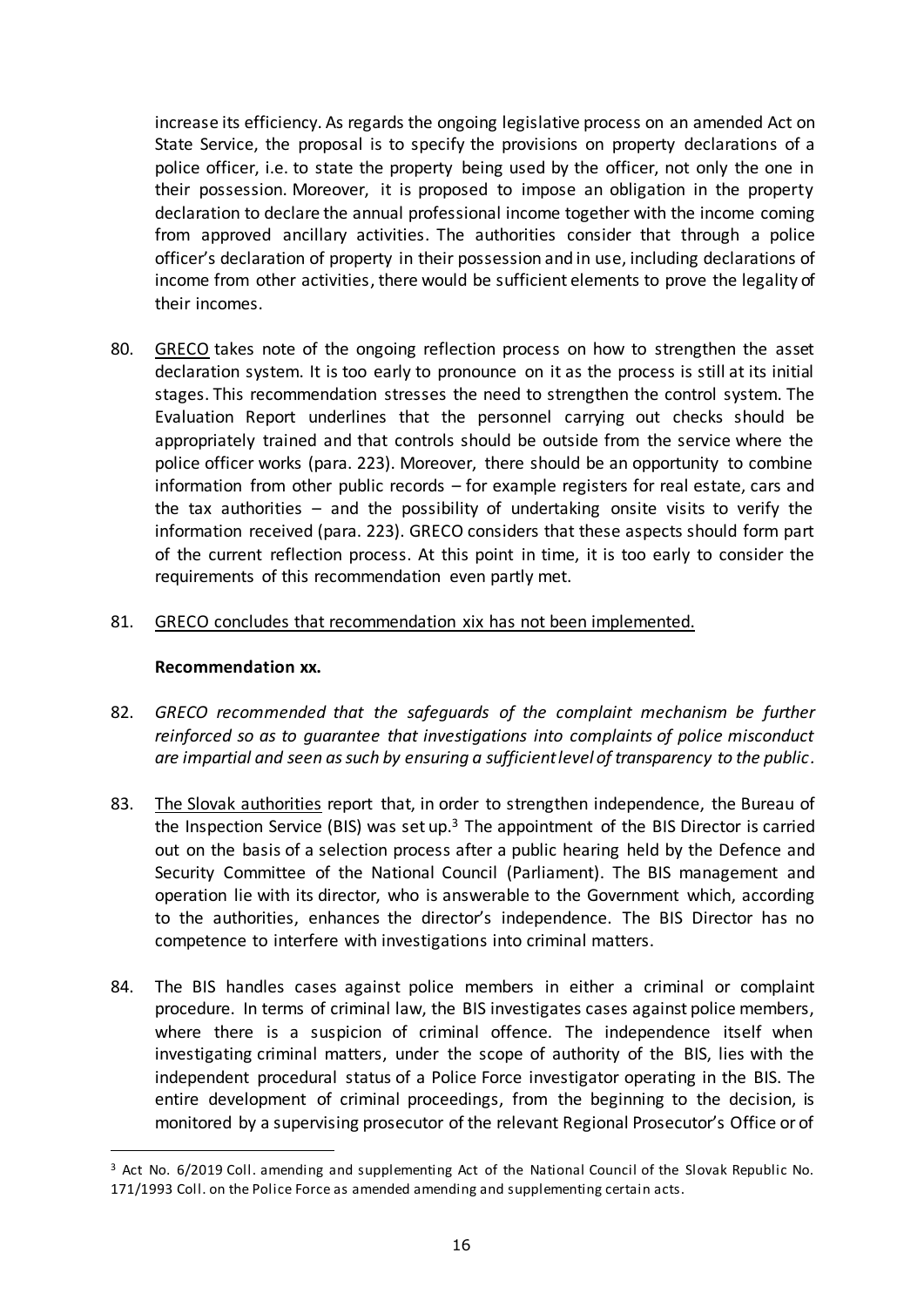increase its efficiency. As regards the ongoing legislative process on an amended Act on State Service, the proposal is to specify the provisions on property declarations of a police officer, i.e. to state the property being used by the officer, not only the one in their possession. Moreover, it is proposed to impose an obligation in the property declaration to declare the annual professional income together with the income coming from approved ancillary activities. The authorities consider that through a police officer's declaration of property in their possession and in use, including declarations of income from other activities, there would be sufficient elements to prove the legality of their incomes.

80. GRECO takes note of the ongoing reflection process on how to strengthen the asset declaration system. It is too early to pronounce on it as the process is still at its initial stages. This recommendation stresses the need to strengthen the control system. The Evaluation Report underlines that the personnel carrying out checks should be appropriately trained and that controls should be outside from the service where the police officer works (para. 223). Moreover, there should be an opportunity to combine information from other public records – for example registers for real estate, cars and the tax authorities – and the possibility of undertaking onsite visits to verify the information received (para. 223). GRECO considers that these aspects should form part of the current reflection process. At this point in time, it is too early to consider the requirements of this recommendation even partly met.

81. GRECO concludes that recommendation xix has not been implemented.

**Recommendation xx.**

82. *GRECO recommended that the safeguards of the complaint mechanism be further reinforced so as to guarantee that investigations into complaints of police misconduct are impartial and seen as such by ensuring a sufficient level of transparency to the public.*

83. The Slovak authorities report that, in order to strengthen independence, the Bureau of the Inspection Service (BIS) was set up.[3] The appointment of the BIS Director is carried out on the basis of a selection process after a public hearing held by the Defence and Security Committee of the National Council (Parliament). The BIS management and operation lie with its director, who is answerable to the Government which, according to the authorities, enhances the director's independence. The BIS Director has no competence to interfere with investigations into criminal matters.

84. The BIS handles cases against police members in either a criminal or complaint procedure. In terms of criminal law, the BIS investigates cases against police members, where there is a suspicion of criminal offence. The independence itself when investigating criminal matters, under the scope of authority of the BIS, lies with the independent procedural status of a Police Force investigator operating in the BIS. The entire development of criminal proceedings, from the beginning to the decision, is monitored by a supervising prosecutor of the relevant Regional Prosecutor's Office or of

[3] Act No. 6/2019 Coll. amending and supplementing Act of the National Council of the Slovak Republic No. 171/1993 Coll. on the Police Force as amended amending and supplementing certain acts.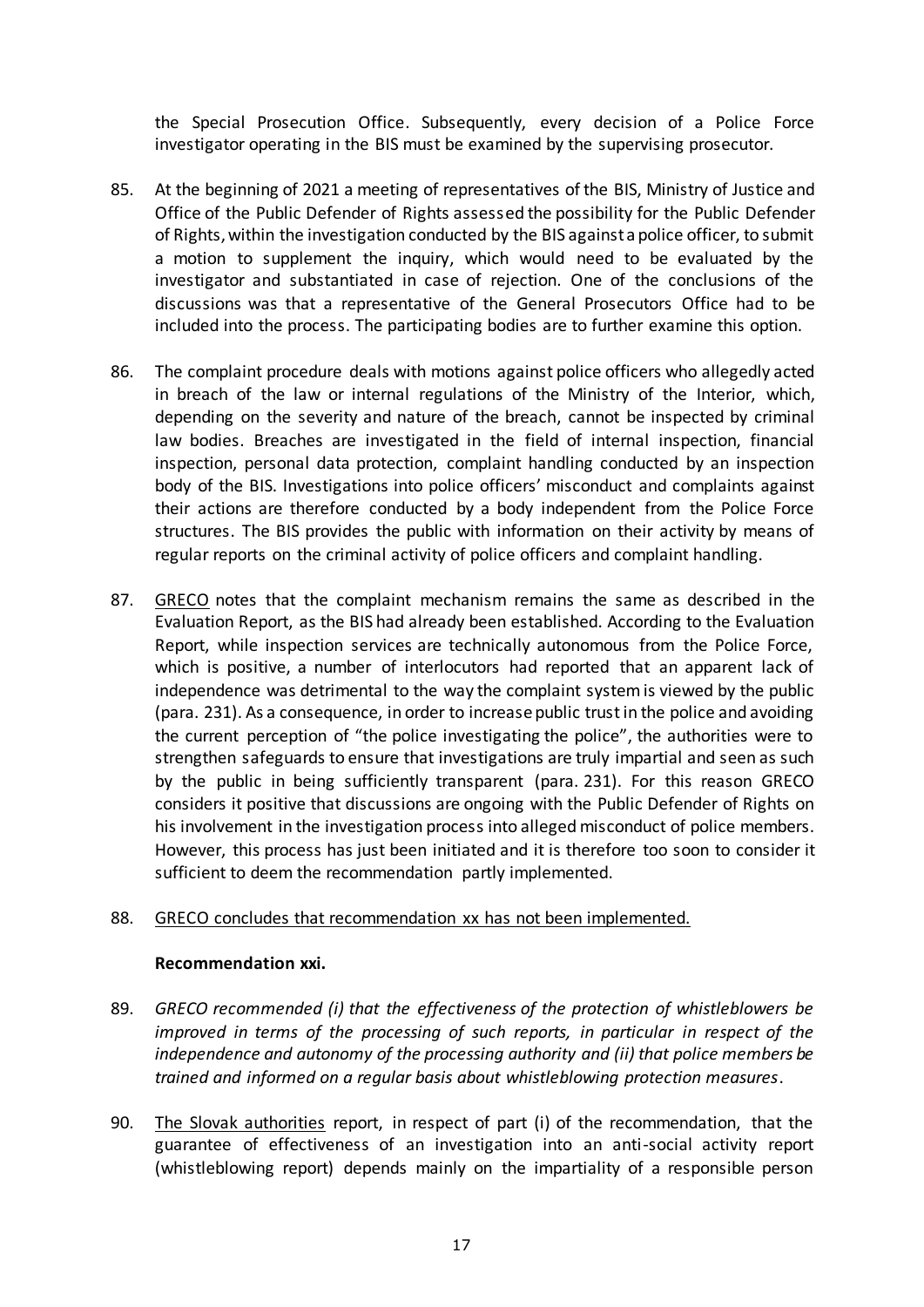the Special Prosecution Office. Subsequently, every decision of a Police Force investigator operating in the BIS must be examined by the supervising prosecutor.

85. At the beginning of 2021 a meeting of representatives of the BIS, Ministry of Justice and Office of the Public Defender of Rights assessed the possibility for the Public Defender of Rights, within the investigation conducted by the BIS against a police officer, to submit a motion to supplement the inquiry, which would need to be evaluated by the investigator and substantiated in case of rejection. One of the conclusions of the discussions was that a representative of the General Prosecutors Office had to be included into the process. The participating bodies are to further examine this option.

86. The complaint procedure deals with motions against police officers who allegedly acted in breach of the law or internal regulations of the Ministry of the Interior, which, depending on the severity and nature of the breach, cannot be inspected by criminal law bodies. Breaches are investigated in the field of internal inspection, financial inspection, personal data protection, complaint handling conducted by an inspection body of the BIS. Investigations into police officers' misconduct and complaints against their actions are therefore conducted by a body independent from the Police Force structures. The BIS provides the public with information on their activity by means of regular reports on the criminal activity of police officers and complaint handling.

87. GRECO notes that the complaint mechanism remains the same as described in the Evaluation Report, as the BIS had already been established. According to the Evaluation Report, while inspection services are technically autonomous from the Police Force, which is positive, a number of interlocutors had reported that an apparent lack of independence was detrimental to the way the complaint system is viewed by the public (para. 231). As a consequence, in order to increase public trust in the police and avoiding the current perception of "the police investigating the police", the authorities were to strengthen safeguards to ensure that investigations are truly impartial and seen as such by the public in being sufficiently transparent (para. 231). For this reason GRECO considers it positive that discussions are ongoing with the Public Defender of Rights on his involvement in the investigation process into alleged misconduct of police members. However, this process has just been initiated and it is therefore too soon to consider it sufficient to deem the recommendation partly implemented.

88. GRECO concludes that recommendation xx has not been implemented.

**Recommendation xxi.**

89. *GRECO recommended (i) that the effectiveness of the protection of whistleblowers be improved in terms of the processing of such reports, in particular in respect of the independence and autonomy of the processing authority and (ii) that police members be trained and informed on a regular basis about whistleblowing protection measures.*

90. The Slovak authorities report, in respect of part (i) of the recommendation, that the guarantee of effectiveness of an investigation into an anti-social activity report (whistleblowing report) depends mainly on the impartiality of a responsible person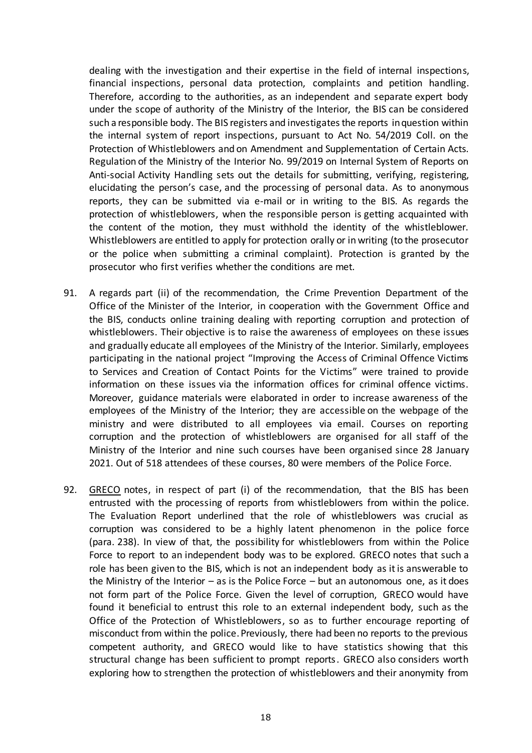dealing with the investigation and their expertise in the field of internal inspections, financial inspections, personal data protection, complaints and petition handling. Therefore, according to the authorities, as an independent and separate expert body under the scope of authority of the Ministry of the Interior, the BIS can be considered such a responsible body. The BIS registers and investigates the reports in question within the internal system of report inspections, pursuant to Act No. 54/2019 Coll. on the Protection of Whistleblowers and on Amendment and Supplementation of Certain Acts. Regulation of the Ministry of the Interior No. 99/2019 on Internal System of Reports on Anti-social Activity Handling sets out the details for submitting, verifying, registering, elucidating the person's case, and the processing of personal data. As to anonymous reports, they can be submitted via e-mail or in writing to the BIS. As regards the protection of whistleblowers, when the responsible person is getting acquainted with the content of the motion, they must withhold the identity of the whistleblower. Whistleblowers are entitled to apply for protection orally or in writing (to the prosecutor or the police when submitting a criminal complaint). Protection is granted by the prosecutor who first verifies whether the conditions are met.

91. A regards part (ii) of the recommendation, the Crime Prevention Department of the Office of the Minister of the Interior, in cooperation with the Government Office and the BIS, conducts online training dealing with reporting corruption and protection of whistleblowers. Their objective is to raise the awareness of employees on these issues and gradually educate all employees of the Ministry of the Interior. Similarly, employees participating in the national project "Improving the Access of Criminal Offence Victims to Services and Creation of Contact Points for the Victims" were trained to provide information on these issues via the information offices for criminal offence victims. Moreover, guidance materials were elaborated in order to increase awareness of the employees of the Ministry of the Interior; they are accessible on the webpage of the ministry and were distributed to all employees via email. Courses on reporting corruption and the protection of whistleblowers are organised for all staff of the Ministry of the Interior and nine such courses have been organised since 28 January 2021. Out of 518 attendees of these courses, 80 were members of the Police Force.

92. GRECO notes, in respect of part (i) of the recommendation, that the BIS has been entrusted with the processing of reports from whistleblowers from within the police. The Evaluation Report underlined that the role of whistleblowers was crucial as corruption was considered to be a highly latent phenomenon in the police force (para. 238). In view of that, the possibility for whistleblowers from within the Police Force to report to an independent body was to be explored. GRECO notes that such a role has been given to the BIS, which is not an independent body as it is answerable to the Ministry of the Interior – as is the Police Force – but an autonomous one, as it does not form part of the Police Force. Given the level of corruption, GRECO would have found it beneficial to entrust this role to an external independent body, such as the Office of the Protection of Whistleblowers, so as to further encourage reporting of misconduct from within the police. Previously, there had been no reports to the previous competent authority, and GRECO would like to have statistics showing that this structural change has been sufficient to prompt reports. GRECO also considers worth exploring how to strengthen the protection of whistleblowers and their anonymity from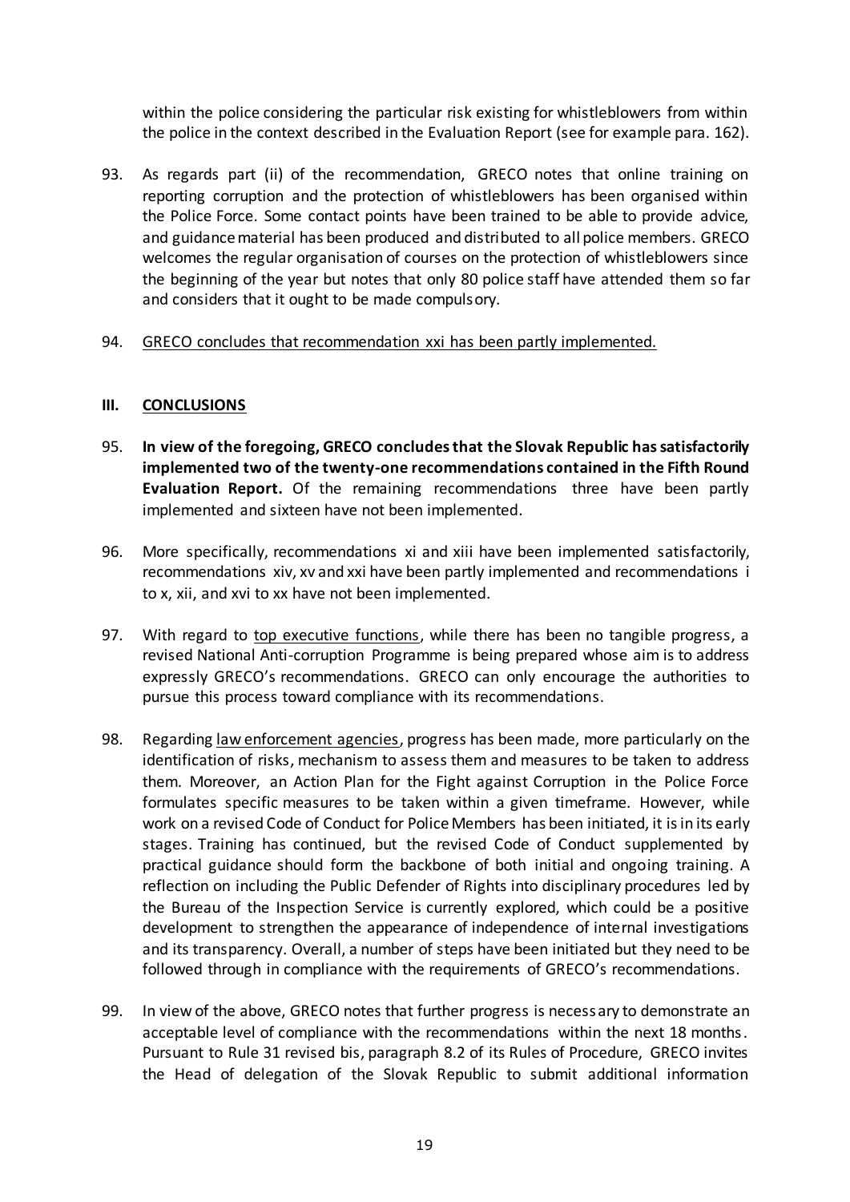within the police considering the particular risk existing for whistleblowers from within the police in the context described in the Evaluation Report (see for example para. 162).

93. As regards part (ii) of the recommendation, GRECO notes that online training on reporting corruption and the protection of whistleblowers has been organised within the Police Force. Some contact points have been trained to be able to provide advice, and guidance material has been produced and distributed to all police members. GRECO welcomes the regular organisation of courses on the protection of whistleblowers since the beginning of the year but notes that only 80 police staff have attended them so far and considers that it ought to be made compulsory.

94. <u>GRECO concludes that recommendation xxi has been partly implemented.</u>

## III. CONCLUSIONS

95. **In view of the foregoing, GRECO concludes that the Slovak Republic has satisfactorily implemented two of the twenty-one recommendations contained in the Fifth Round Evaluation Report.** Of the remaining recommendations three have been partly implemented and sixteen have not been implemented.

96. More specifically, recommendations xi and xiii have been implemented satisfactorily, recommendations xiv, xv and xxi have been partly implemented and recommendations i to x, xii, and xvi to xx have not been implemented.

97. With regard to <u>top executive functions</u>, while there has been no tangible progress, a revised National Anti-corruption Programme is being prepared whose aim is to address expressly GRECO's recommendations. GRECO can only encourage the authorities to pursue this process toward compliance with its recommendations.

98. Regarding <u>law enforcement agencies</u>, progress has been made, more particularly on the identification of risks, mechanism to assess them and measures to be taken to address them. Moreover, an Action Plan for the Fight against Corruption in the Police Force formulates specific measures to be taken within a given timeframe. However, while work on a revised Code of Conduct for Police Members has been initiated, it is in its early stages. Training has continued, but the revised Code of Conduct supplemented by practical guidance should form the backbone of both initial and ongoing training. A reflection on including the Public Defender of Rights into disciplinary procedures led by the Bureau of the Inspection Service is currently explored, which could be a positive development to strengthen the appearance of independence of internal investigations and its transparency. Overall, a number of steps have been initiated but they need to be followed through in compliance with the requirements of GRECO's recommendations.

99. In view of the above, GRECO notes that further progress is necessary to demonstrate an acceptable level of compliance with the recommendations within the next 18 months. Pursuant to Rule 31 revised bis, paragraph 8.2 of its Rules of Procedure, GRECO invites the Head of delegation of the Slovak Republic to submit additional information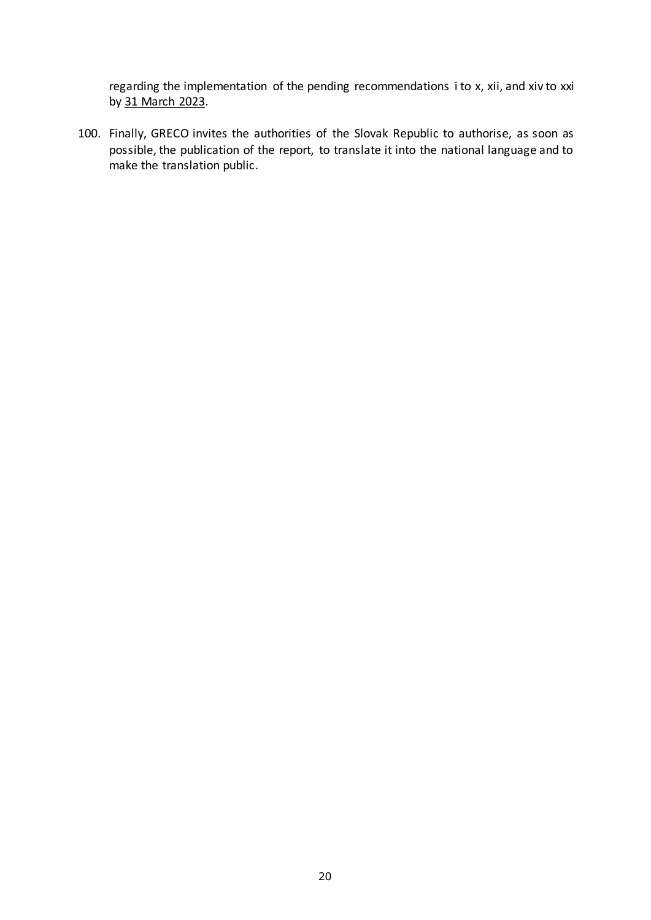regarding the implementation of the pending recommendations i to x, xii, and xiv to xxi by 31 March 2023.

100. Finally, GRECO invites the authorities of the Slovak Republic to authorise, as soon as possible, the publication of the report, to translate it into the national language and to make the translation public.